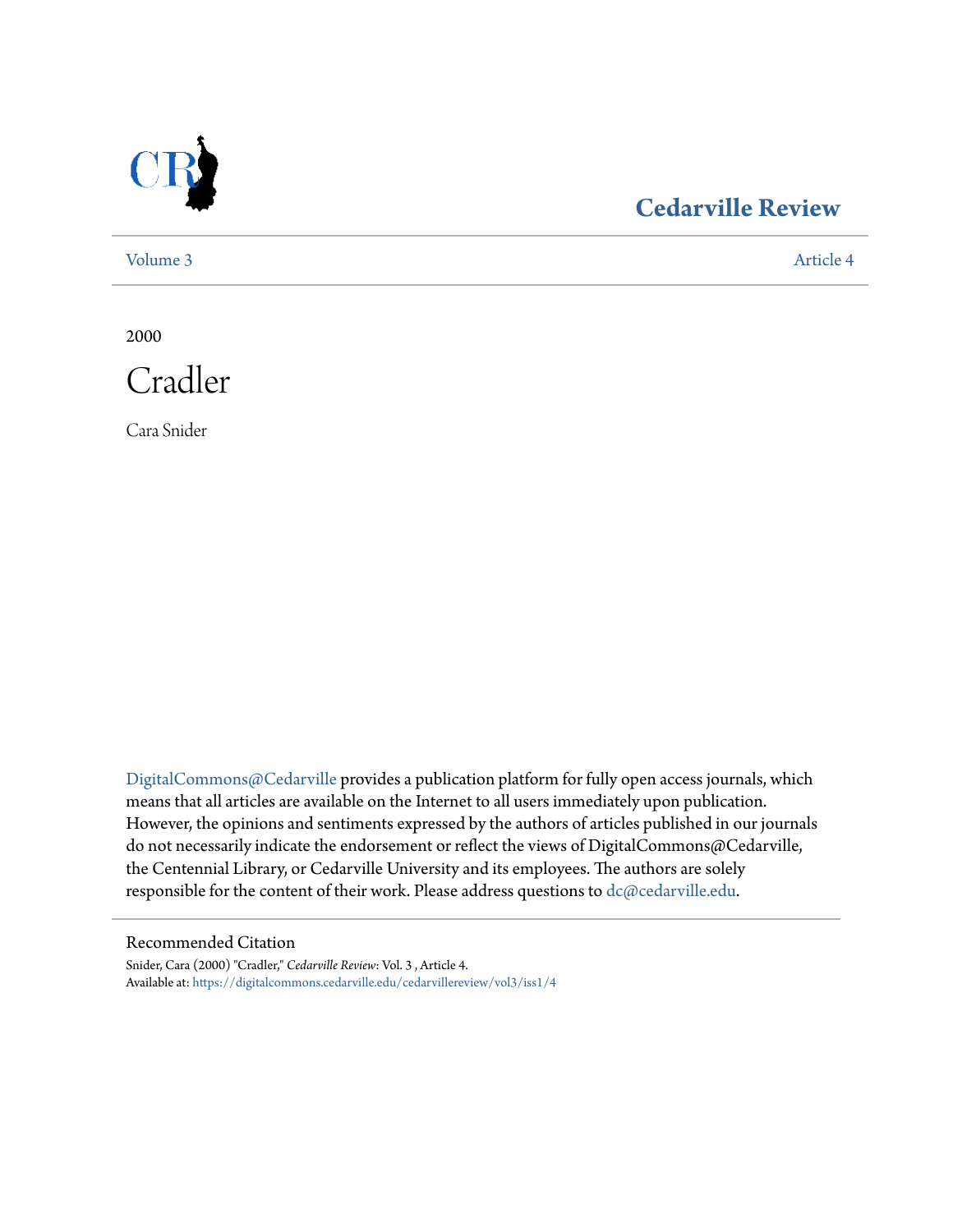# Cedarville Review

Volume 3 Article 4

2000

# Cradler

Cara Snider

DigitalCommons@Cedarville provides a publication platform for fully open access journals, which means that all articles are available on the Internet to all users immediately upon publication. However, the opinions and sentiments expressed by the authors of articles published in our journals do not necessarily indicate the endorsement or reflect the views of DigitalCommons@Cedarville, the Centennial Library, or Cedarville University and its employees. The authors are solely responsible for the content of their work. Please address questions to dc@cedarville.edu.

## Recommended Citation

Snider, Cara (2000) "Cradler," *Cedarville Review*: Vol. 3 , Article 4.
Available at: https://digitalcommons.cedarville.edu/cedarvillereview/vol3/iss1/4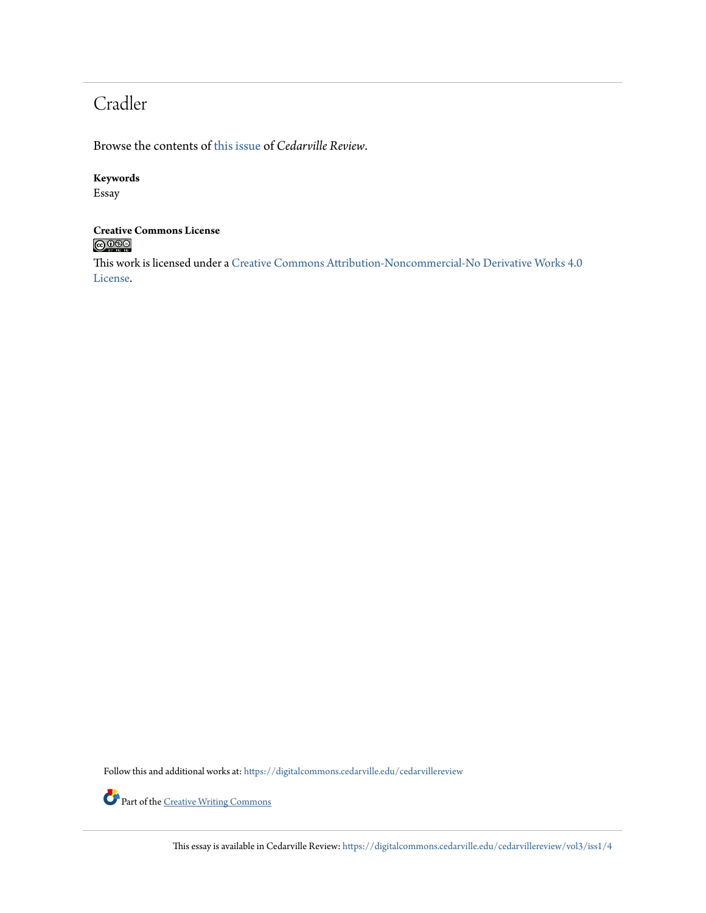# Cradler

Browse the contents of this issue of *Cedarville Review*.

**Keywords**
Essay

**Creative Commons License**

This work is licensed under a Creative Commons Attribution-Noncommercial-No Derivative Works 4.0 License.

Follow this and additional works at: https://digitalcommons.cedarville.edu/cedarvillereview

Part of the Creative Writing Commons

This essay is available in Cedarville Review: https://digitalcommons.cedarville.edu/cedarvillereview/vol3/iss1/4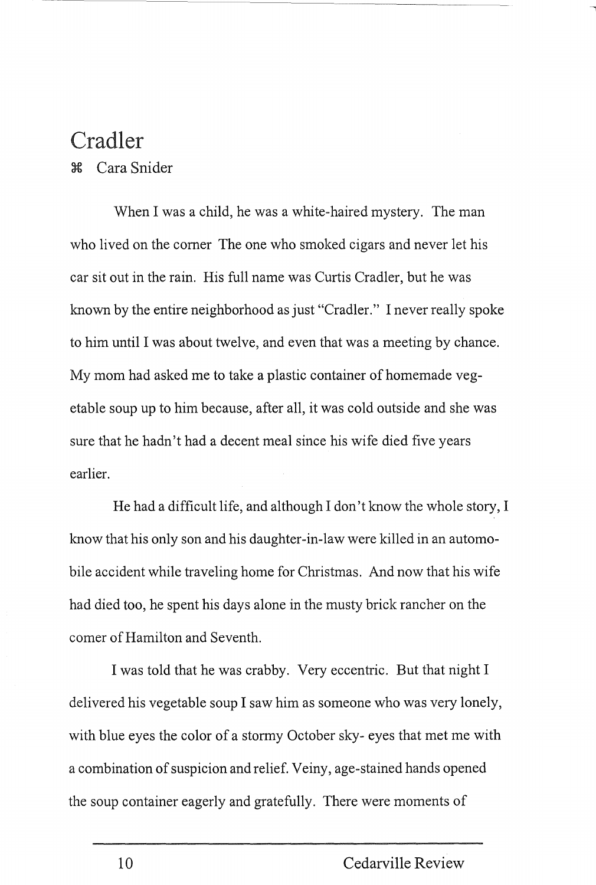# Cradler

⌘ Cara Snider

When I was a child, he was a white-haired mystery. The man who lived on the corner The one who smoked cigars and never let his car sit out in the rain. His full name was Curtis Cradler, but he was known by the entire neighborhood as just "Cradler." I never really spoke to him until I was about twelve, and even that was a meeting by chance. My mom had asked me to take a plastic container of homemade vegetable soup up to him because, after all, it was cold outside and she was sure that he hadn't had a decent meal since his wife died five years earlier.

He had a difficult life, and although I don't know the whole story, I know that his only son and his daughter-in-law were killed in an automobile accident while traveling home for Christmas. And now that his wife had died too, he spent his days alone in the musty brick rancher on the corner of Hamilton and Seventh.

I was told that he was crabby. Very eccentric. But that night I delivered his vegetable soup I saw him as someone who was very lonely, with blue eyes the color of a stormy October sky- eyes that met me with a combination of suspicion and relief. Veiny, age-stained hands opened the soup container eagerly and gratefully. There were moments of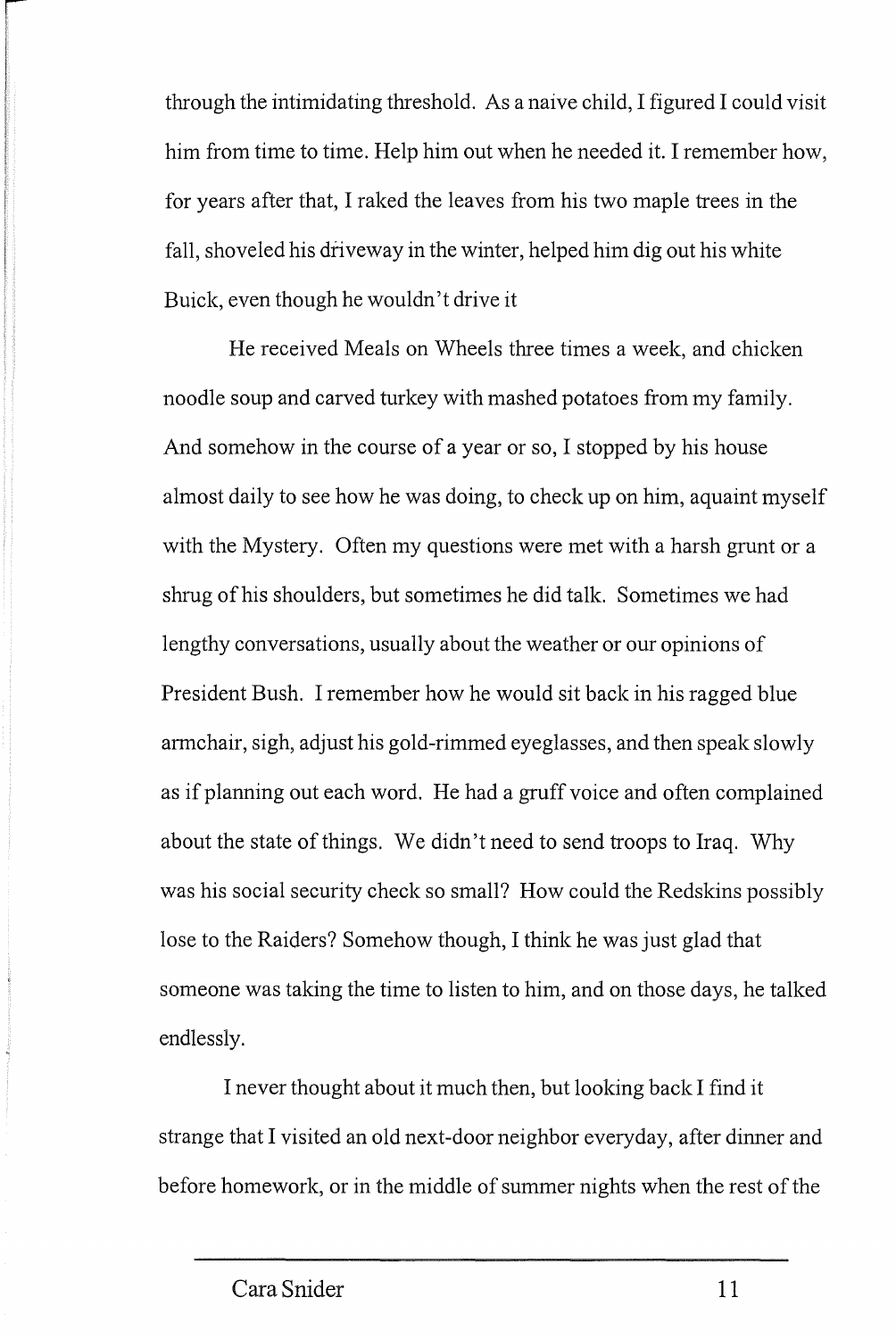through the intimidating threshold. As a naive child, I figured I could visit him from time to time. Help him out when he needed it. I remember how, for years after that, I raked the leaves from his two maple trees in the fall, shoveled his driveway in the winter, helped him dig out his white Buick, even though he wouldn't drive it

He received Meals on Wheels three times a week, and chicken noodle soup and carved turkey with mashed potatoes from my family. And somehow in the course of a year or so, I stopped by his house almost daily to see how he was doing, to check up on him, aquaint myself with the Mystery. Often my questions were met with a harsh grunt or a shrug of his shoulders, but sometimes he did talk. Sometimes we had lengthy conversations, usually about the weather or our opinions of President Bush. I remember how he would sit back in his ragged blue armchair, sigh, adjust his gold-rimmed eyeglasses, and then speak slowly as if planning out each word. He had a gruff voice and often complained about the state of things. We didn't need to send troops to Iraq. Why was his social security check so small? How could the Redskins possibly lose to the Raiders? Somehow though, I think he was just glad that someone was taking the time to listen to him, and on those days, he talked endlessly.

I never thought about it much then, but looking back I find it strange that I visited an old next-door neighbor everyday, after dinner and before homework, or in the middle of summer nights when the rest of the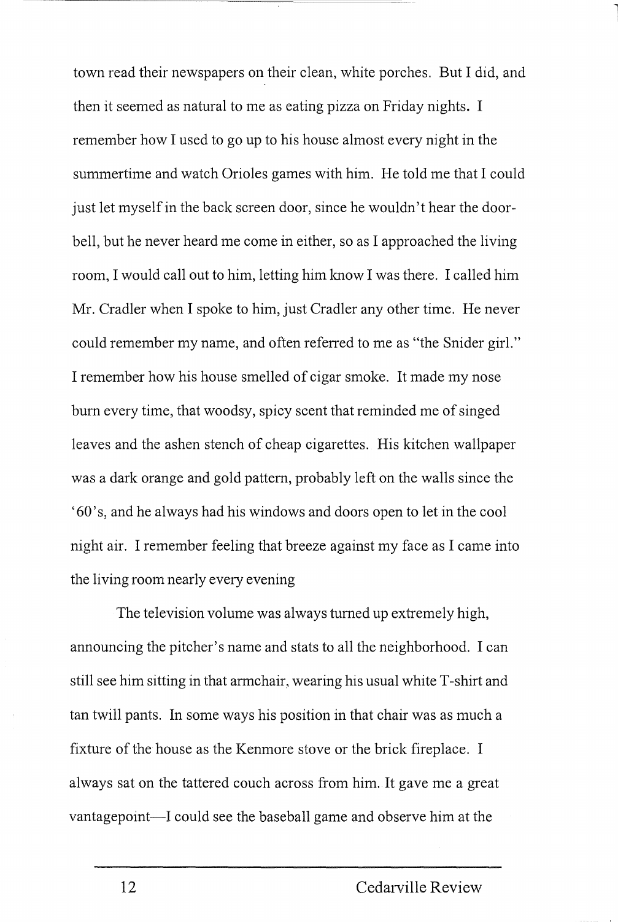town read their newspapers on their clean, white porches. But I did, and then it seemed as natural to me as eating pizza on Friday nights. I remember how I used to go up to his house almost every night in the summertime and watch Orioles games with him. He told me that I could just let myself in the back screen door, since he wouldn't hear the door-bell, but he never heard me come in either, so as I approached the living room, I would call out to him, letting him know I was there. I called him Mr. Cradler when I spoke to him, just Cradler any other time. He never could remember my name, and often referred to me as "the Snider girl." I remember how his house smelled of cigar smoke. It made my nose burn every time, that woodsy, spicy scent that reminded me of singed leaves and the ashen stench of cheap cigarettes. His kitchen wallpaper was a dark orange and gold pattern, probably left on the walls since the '60's, and he always had his windows and doors open to let in the cool night air. I remember feeling that breeze against my face as I came into the living room nearly every evening

The television volume was always turned up extremely high, announcing the pitcher's name and stats to all the neighborhood. I can still see him sitting in that armchair, wearing his usual white T-shirt and tan twill pants. In some ways his position in that chair was as much a fixture of the house as the Kenmore stove or the brick fireplace. I always sat on the tattered couch across from him. It gave me a great vantagepoint—I could see the baseball game and observe him at the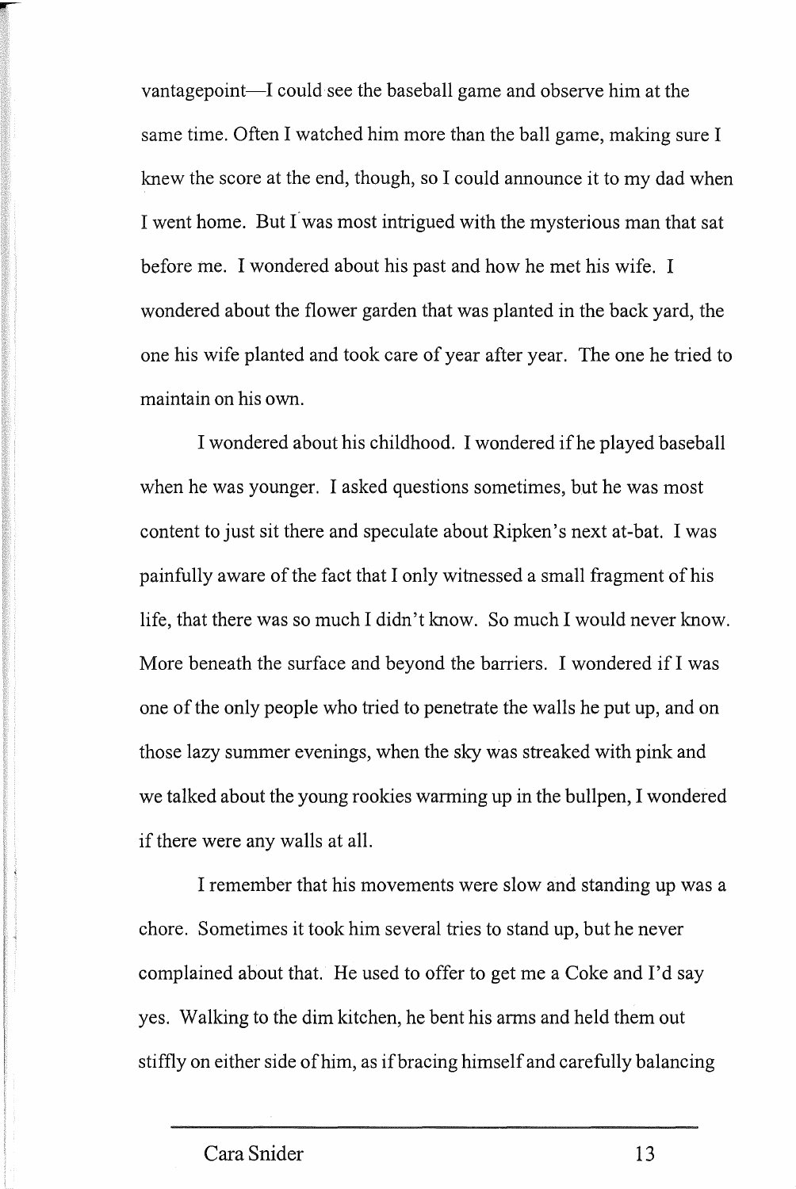vantagepoint—I could see the baseball game and observe him at the same time. Often I watched him more than the ball game, making sure I knew the score at the end, though, so I could announce it to my dad when I went home. But I was most intrigued with the mysterious man that sat before me. I wondered about his past and how he met his wife. I wondered about the flower garden that was planted in the back yard, the one his wife planted and took care of year after year. The one he tried to maintain on his own.

I wondered about his childhood. I wondered if he played baseball when he was younger. I asked questions sometimes, but he was most content to just sit there and speculate about Ripken's next at-bat. I was painfully aware of the fact that I only witnessed a small fragment of his life, that there was so much I didn't know. So much I would never know. More beneath the surface and beyond the barriers. I wondered if I was one of the only people who tried to penetrate the walls he put up, and on those lazy summer evenings, when the sky was streaked with pink and we talked about the young rookies warming up in the bullpen, I wondered if there were any walls at all.

I remember that his movements were slow and standing up was a chore. Sometimes it took him several tries to stand up, but he never complained about that. He used to offer to get me a Coke and I'd say yes. Walking to the dim kitchen, he bent his arms and held them out stiffly on either side of him, as if bracing himself and carefully balancing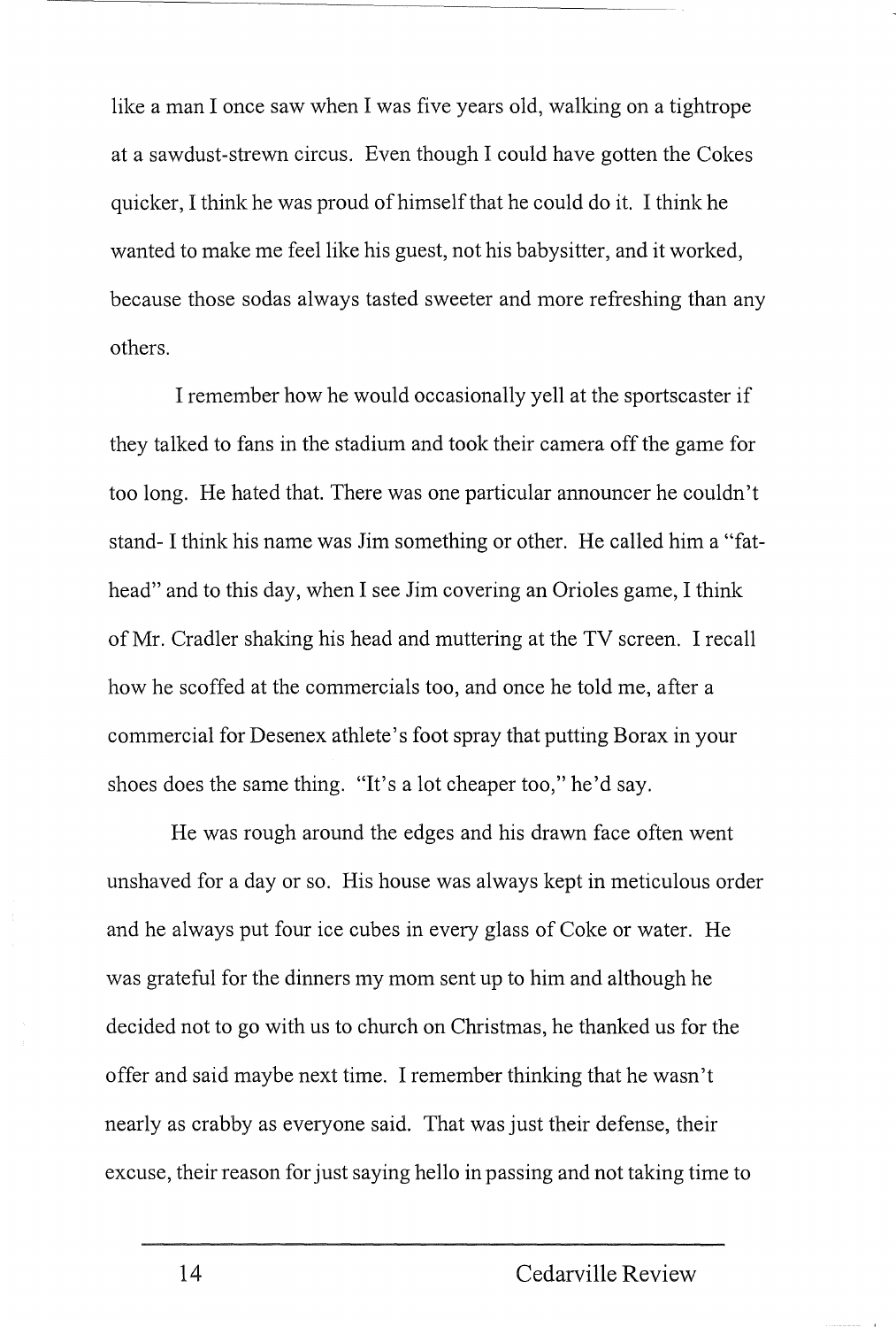like a man I once saw when I was five years old, walking on a tightrope at a sawdust-strewn circus. Even though I could have gotten the Cokes quicker, I think he was proud of himself that he could do it. I think he wanted to make me feel like his guest, not his babysitter, and it worked, because those sodas always tasted sweeter and more refreshing than any others.

I remember how he would occasionally yell at the sportscaster if they talked to fans in the stadium and took their camera off the game for too long. He hated that. There was one particular announcer he couldn't stand- I think his name was Jim something or other. He called him a "fat-head" and to this day, when I see Jim covering an Orioles game, I think of Mr. Cradler shaking his head and muttering at the TV screen. I recall how he scoffed at the commercials too, and once he told me, after a commercial for Desenex athlete's foot spray that putting Borax in your shoes does the same thing. "It's a lot cheaper too," he'd say.

He was rough around the edges and his drawn face often went unshaved for a day or so. His house was always kept in meticulous order and he always put four ice cubes in every glass of Coke or water. He was grateful for the dinners my mom sent up to him and although he decided not to go with us to church on Christmas, he thanked us for the offer and said maybe next time. I remember thinking that he wasn't nearly as crabby as everyone said. That was just their defense, their excuse, their reason for just saying hello in passing and not taking time to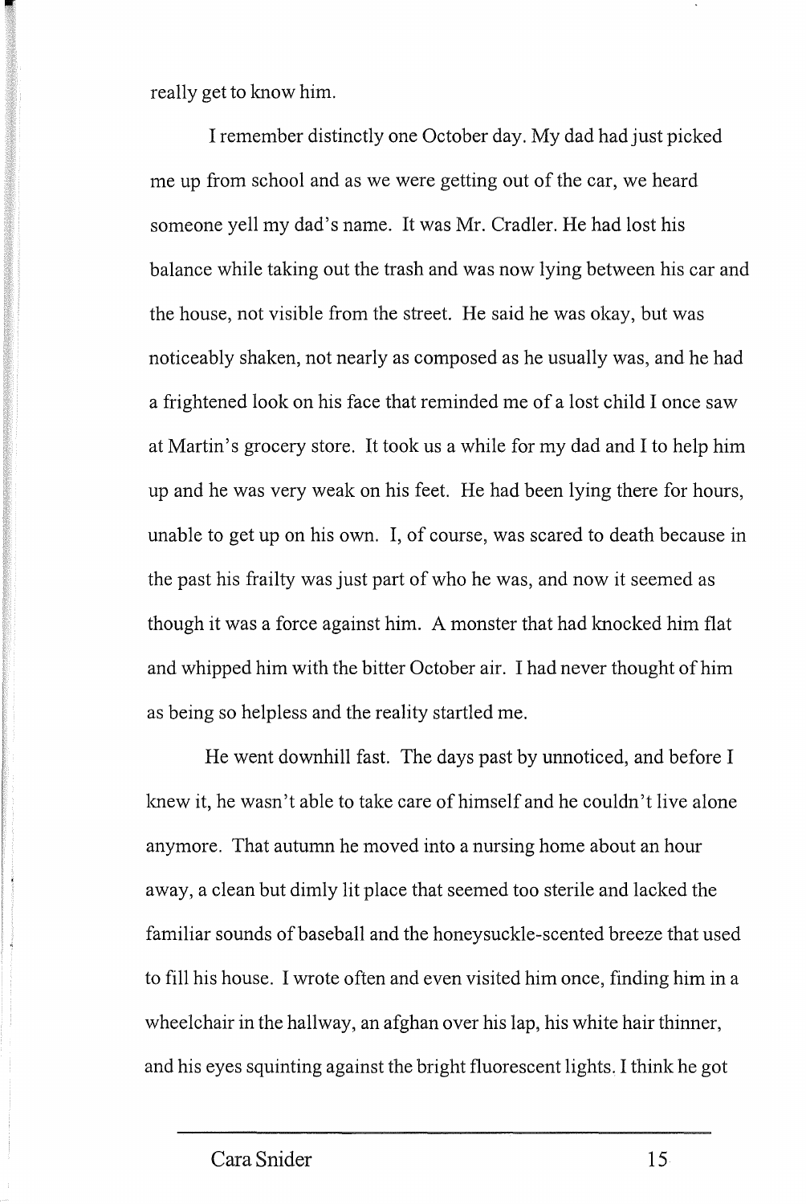really get to know him.

I remember distinctly one October day. My dad had just picked me up from school and as we were getting out of the car, we heard someone yell my dad's name. It was Mr. Cradler. He had lost his balance while taking out the trash and was now lying between his car and the house, not visible from the street. He said he was okay, but was noticeably shaken, not nearly as composed as he usually was, and he had a frightened look on his face that reminded me of a lost child I once saw at Martin's grocery store. It took us a while for my dad and I to help him up and he was very weak on his feet. He had been lying there for hours, unable to get up on his own. I, of course, was scared to death because in the past his frailty was just part of who he was, and now it seemed as though it was a force against him. A monster that had knocked him flat and whipped him with the bitter October air. I had never thought of him as being so helpless and the reality startled me.

He went downhill fast. The days past by unnoticed, and before I knew it, he wasn't able to take care of himself and he couldn't live alone anymore. That autumn he moved into a nursing home about an hour away, a clean but dimly lit place that seemed too sterile and lacked the familiar sounds of baseball and the honeysuckle-scented breeze that used to fill his house. I wrote often and even visited him once, finding him in a wheelchair in the hallway, an afghan over his lap, his white hair thinner, and his eyes squinting against the bright fluorescent lights. I think he got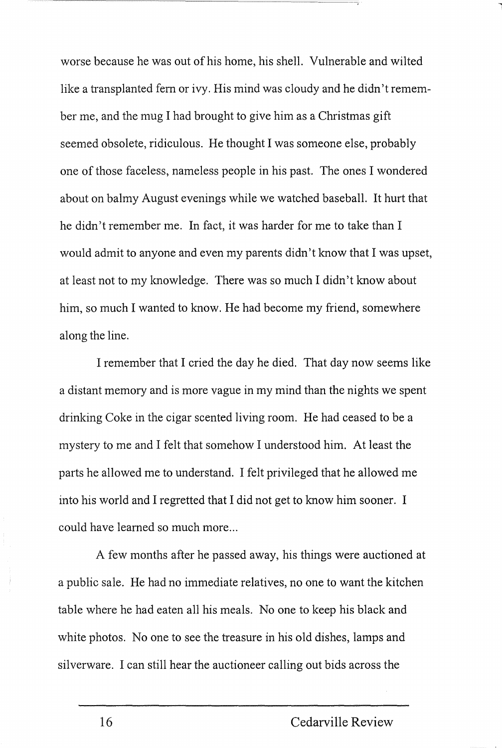worse because he was out of his home, his shell. Vulnerable and wilted like a transplanted fern or ivy. His mind was cloudy and he didn't remember me, and the mug I had brought to give him as a Christmas gift seemed obsolete, ridiculous. He thought I was someone else, probably one of those faceless, nameless people in his past. The ones I wondered about on balmy August evenings while we watched baseball. It hurt that he didn't remember me. In fact, it was harder for me to take than I would admit to anyone and even my parents didn't know that I was upset, at least not to my knowledge. There was so much I didn't know about him, so much I wanted to know. He had become my friend, somewhere along the line.

I remember that I cried the day he died. That day now seems like a distant memory and is more vague in my mind than the nights we spent drinking Coke in the cigar scented living room. He had ceased to be a mystery to me and I felt that somehow I understood him. At least the parts he allowed me to understand. I felt privileged that he allowed me into his world and I regretted that I did not get to know him sooner. I could have learned so much more...

A few months after he passed away, his things were auctioned at a public sale. He had no immediate relatives, no one to want the kitchen table where he had eaten all his meals. No one to keep his black and white photos. No one to see the treasure in his old dishes, lamps and silverware. I can still hear the auctioneer calling out bids across the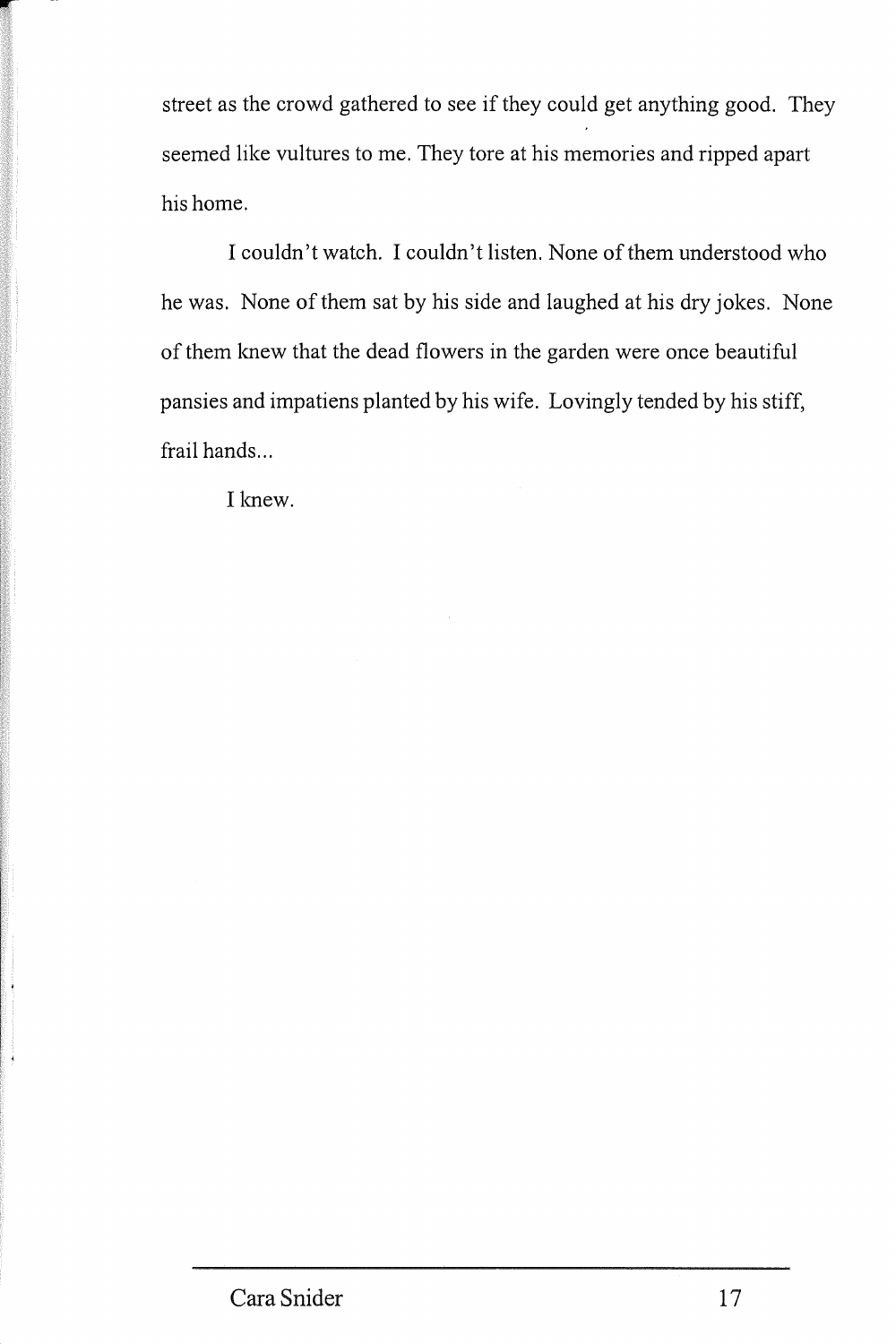street as the crowd gathered to see if they could get anything good. They seemed like vultures to me. They tore at his memories and ripped apart his home.

I couldn't watch. I couldn't listen. None of them understood who he was. None of them sat by his side and laughed at his dry jokes. None of them knew that the dead flowers in the garden were once beautiful pansies and impatiens planted by his wife. Lovingly tended by his stiff, frail hands...

I knew.